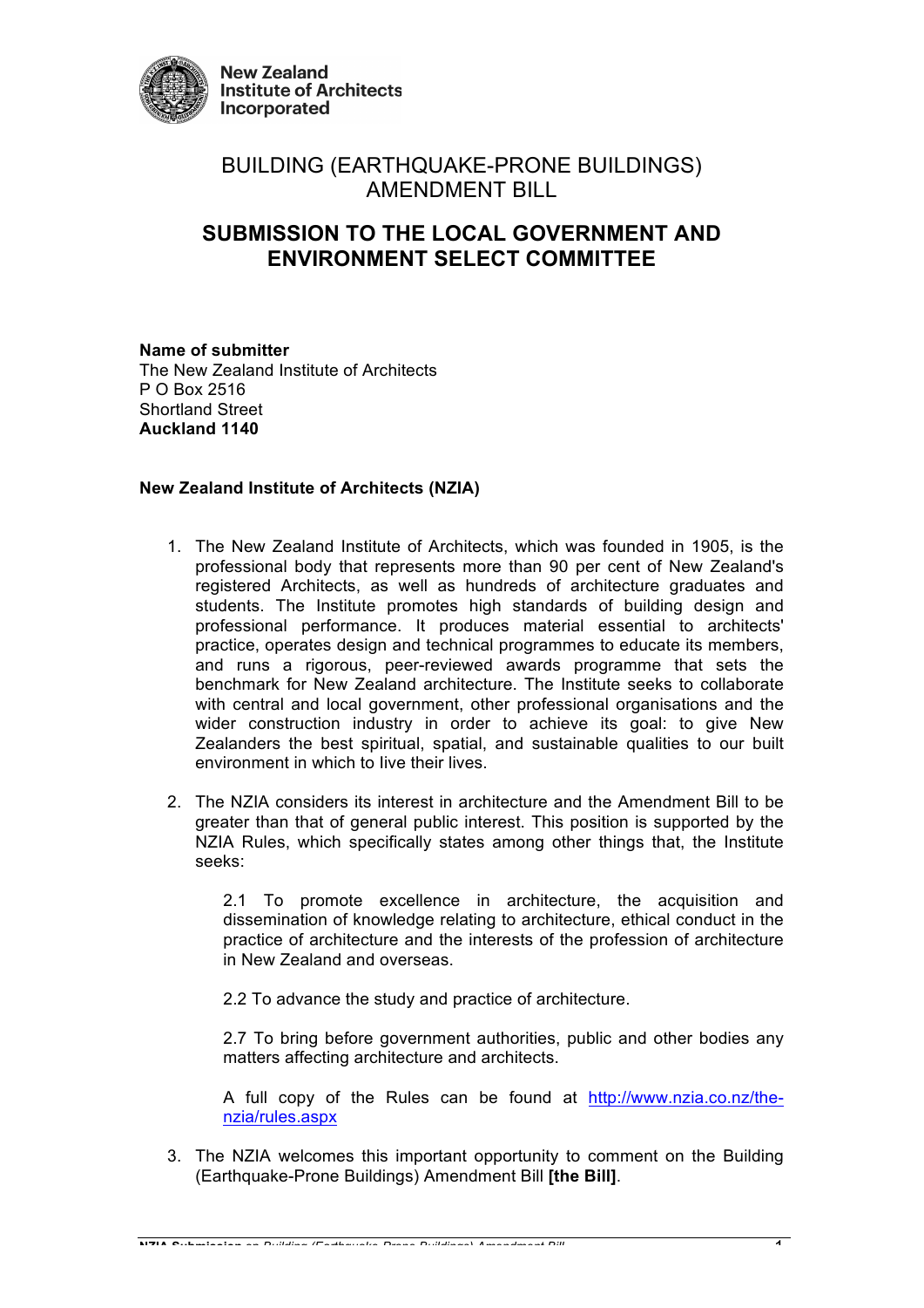New Zealand Institute of Architects Incorporated

# BUILDING (EARTHQUAKE-PRONE BUILDINGS) AMENDMENT BILL

## SUBMISSION TO THE LOCAL GOVERNMENT AND ENVIRONMENT SELECT COMMITTEE

**Name of submitter**
The New Zealand Institute of Architects
P O Box 2516
Shortland Street
**Auckland 1140**

**New Zealand Institute of Architects (NZIA)**

1. The New Zealand Institute of Architects, which was founded in 1905, is the professional body that represents more than 90 per cent of New Zealand's registered Architects, as well as hundreds of architecture graduates and students. The Institute promotes high standards of building design and professional performance. It produces material essential to architects' practice, operates design and technical programmes to educate its members, and runs a rigorous, peer-reviewed awards programme that sets the benchmark for New Zealand architecture. The Institute seeks to collaborate with central and local government, other professional organisations and the wider construction industry in order to achieve its goal: to give New Zealanders the best spiritual, spatial, and sustainable qualities to our built environment in which to live their lives.

2. The NZIA considers its interest in architecture and the Amendment Bill to be greater than that of general public interest. This position is supported by the NZIA Rules, which specifically states among other things that, the Institute seeks:

   2.1 To promote excellence in architecture, the acquisition and dissemination of knowledge relating to architecture, ethical conduct in the practice of architecture and the interests of the profession of architecture in New Zealand and overseas.

   2.2 To advance the study and practice of architecture.

   2.7 To bring before government authorities, public and other bodies any matters affecting architecture and architects.

   A full copy of the Rules can be found at http://www.nzia.co.nz/the-nzia/rules.aspx

3. The NZIA welcomes this important opportunity to comment on the Building (Earthquake-Prone Buildings) Amendment Bill **[the Bill]**.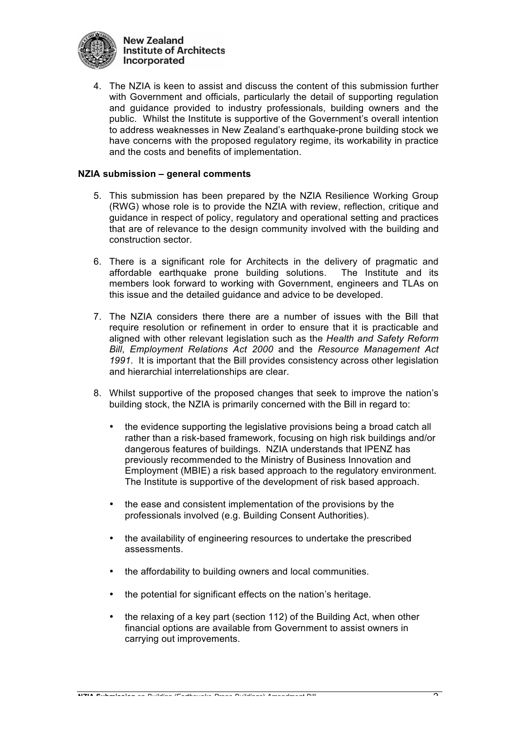4. The NZIA is keen to assist and discuss the content of this submission further with Government and officials, particularly the detail of supporting regulation and guidance provided to industry professionals, building owners and the public. Whilst the Institute is supportive of the Government's overall intention to address weaknesses in New Zealand's earthquake-prone building stock we have concerns with the proposed regulatory regime, its workability in practice and the costs and benefits of implementation.

**NZIA submission – general comments**

5. This submission has been prepared by the NZIA Resilience Working Group (RWG) whose role is to provide the NZIA with review, reflection, critique and guidance in respect of policy, regulatory and operational setting and practices that are of relevance to the design community involved with the building and construction sector.

6. There is a significant role for Architects in the delivery of pragmatic and affordable earthquake prone building solutions. The Institute and its members look forward to working with Government, engineers and TLAs on this issue and the detailed guidance and advice to be developed.

7. The NZIA considers there there are a number of issues with the Bill that require resolution or refinement in order to ensure that it is practicable and aligned with other relevant legislation such as the *Health and Safety Reform Bill*, *Employment Relations Act 2000* and the *Resource Management Act 1991*. It is important that the Bill provides consistency across other legislation and hierarchial interrelationships are clear.

8. Whilst supportive of the proposed changes that seek to improve the nation's building stock, the NZIA is primarily concerned with the Bill in regard to:

   - the evidence supporting the legislative provisions being a broad catch all rather than a risk-based framework, focusing on high risk buildings and/or dangerous features of buildings. NZIA understands that IPENZ has previously recommended to the Ministry of Business Innovation and Employment (MBIE) a risk based approach to the regulatory environment. The Institute is supportive of the development of risk based approach.

   - the ease and consistent implementation of the provisions by the professionals involved (e.g. Building Consent Authorities).

   - the availability of engineering resources to undertake the prescribed assessments.

   - the affordability to building owners and local communities.

   - the potential for significant effects on the nation's heritage.

   - the relaxing of a key part (section 112) of the Building Act, when other financial options are available from Government to assist owners in carrying out improvements.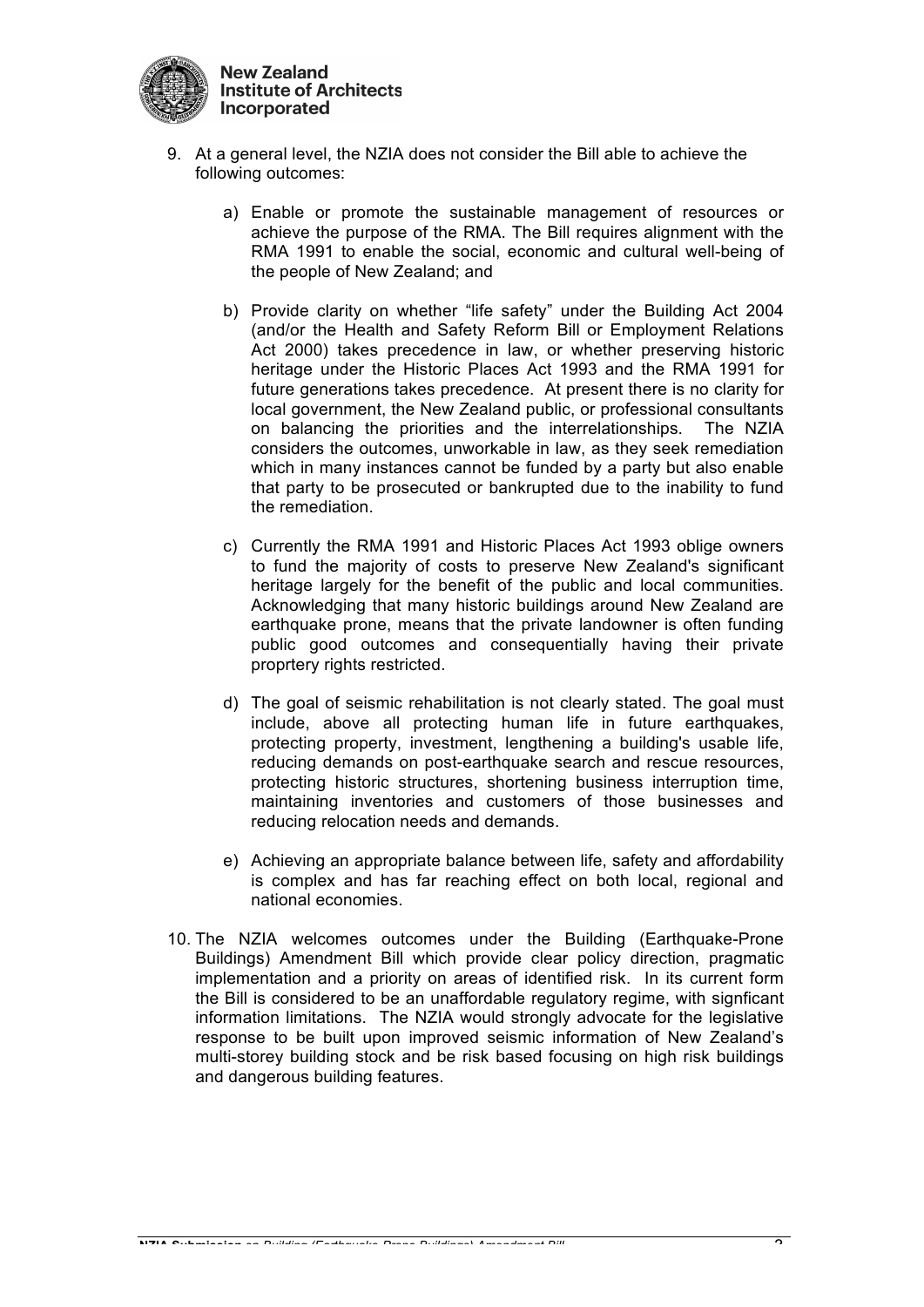9. At a general level, the NZIA does not consider the Bill able to achieve the following outcomes:

    a) Enable or promote the sustainable management of resources or achieve the purpose of the RMA. The Bill requires alignment with the RMA 1991 to enable the social, economic and cultural well-being of the people of New Zealand; and

    b) Provide clarity on whether "life safety" under the Building Act 2004 (and/or the Health and Safety Reform Bill or Employment Relations Act 2000) takes precedence in law, or whether preserving historic heritage under the Historic Places Act 1993 and the RMA 1991 for future generations takes precedence. At present there is no clarity for local government, the New Zealand public, or professional consultants on balancing the priorities and the interrelationships. The NZIA considers the outcomes, unworkable in law, as they seek remediation which in many instances cannot be funded by a party but also enable that party to be prosecuted or bankrupted due to the inability to fund the remediation.

    c) Currently the RMA 1991 and Historic Places Act 1993 oblige owners to fund the majority of costs to preserve New Zealand's significant heritage largely for the benefit of the public and local communities. Acknowledging that many historic buildings around New Zealand are earthquake prone, means that the private landowner is often funding public good outcomes and consequentially having their private proprtery rights restricted.

    d) The goal of seismic rehabilitation is not clearly stated. The goal must include, above all protecting human life in future earthquakes, protecting property, investment, lengthening a building's usable life, reducing demands on post-earthquake search and rescue resources, protecting historic structures, shortening business interruption time, maintaining inventories and customers of those businesses and reducing relocation needs and demands.

    e) Achieving an appropriate balance between life, safety and affordability is complex and has far reaching effect on both local, regional and national economies.

10. The NZIA welcomes outcomes under the Building (Earthquake-Prone Buildings) Amendment Bill which provide clear policy direction, pragmatic implementation and a priority on areas of identified risk. In its current form the Bill is considered to be an unaffordable regulatory regime, with signficant information limitations. The NZIA would strongly advocate for the legislative response to be built upon improved seismic information of New Zealand's multi-storey building stock and be risk based focusing on high risk buildings and dangerous building features.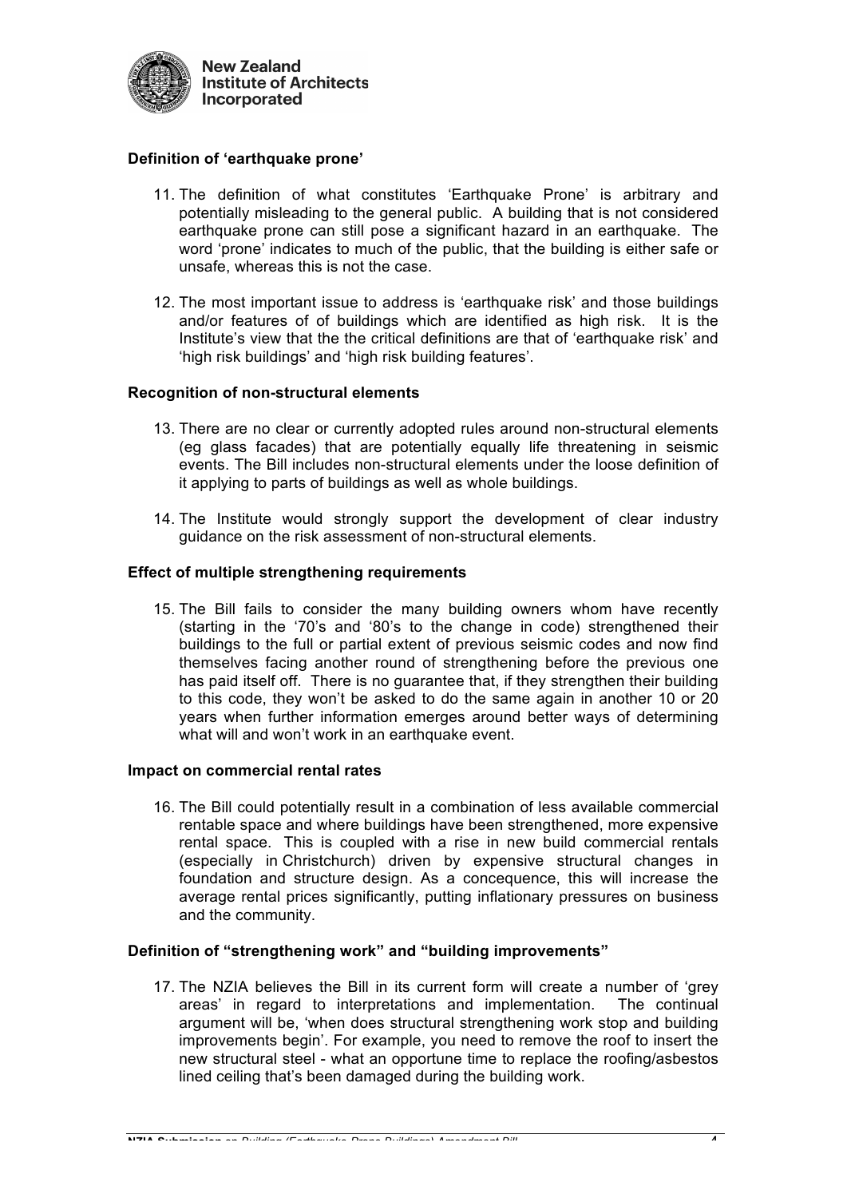**Definition of 'earthquake prone'**

11. The definition of what constitutes 'Earthquake Prone' is arbitrary and potentially misleading to the general public. A building that is not considered earthquake prone can still pose a significant hazard in an earthquake. The word 'prone' indicates to much of the public, that the building is either safe or unsafe, whereas this is not the case.

12. The most important issue to address is 'earthquake risk' and those buildings and/or features of of buildings which are identified as high risk. It is the Institute's view that the the critical definitions are that of 'earthquake risk' and 'high risk buildings' and 'high risk building features'.

**Recognition of non-structural elements**

13. There are no clear or currently adopted rules around non-structural elements (eg glass facades) that are potentially equally life threatening in seismic events. The Bill includes non-structural elements under the loose definition of it applying to parts of buildings as well as whole buildings.

14. The Institute would strongly support the development of clear industry guidance on the risk assessment of non-structural elements.

**Effect of multiple strengthening requirements**

15. The Bill fails to consider the many building owners whom have recently (starting in the '70's and '80's to the change in code) strengthened their buildings to the full or partial extent of previous seismic codes and now find themselves facing another round of strengthening before the previous one has paid itself off. There is no guarantee that, if they strengthen their building to this code, they won't be asked to do the same again in another 10 or 20 years when further information emerges around better ways of determining what will and won't work in an earthquake event.

**Impact on commercial rental rates**

16. The Bill could potentially result in a combination of less available commercial rentable space and where buildings have been strengthened, more expensive rental space. This is coupled with a rise in new build commercial rentals (especially in Christchurch) driven by expensive structural changes in foundation and structure design. As a concequence, this will increase the average rental prices significantly, putting inflationary pressures on business and the community.

**Definition of "strengthening work" and "building improvements"**

17. The NZIA believes the Bill in its current form will create a number of 'grey areas' in regard to interpretations and implementation. The continual argument will be, 'when does structural strengthening work stop and building improvements begin'. For example, you need to remove the roof to insert the new structural steel - what an opportune time to replace the roofing/asbestos lined ceiling that's been damaged during the building work.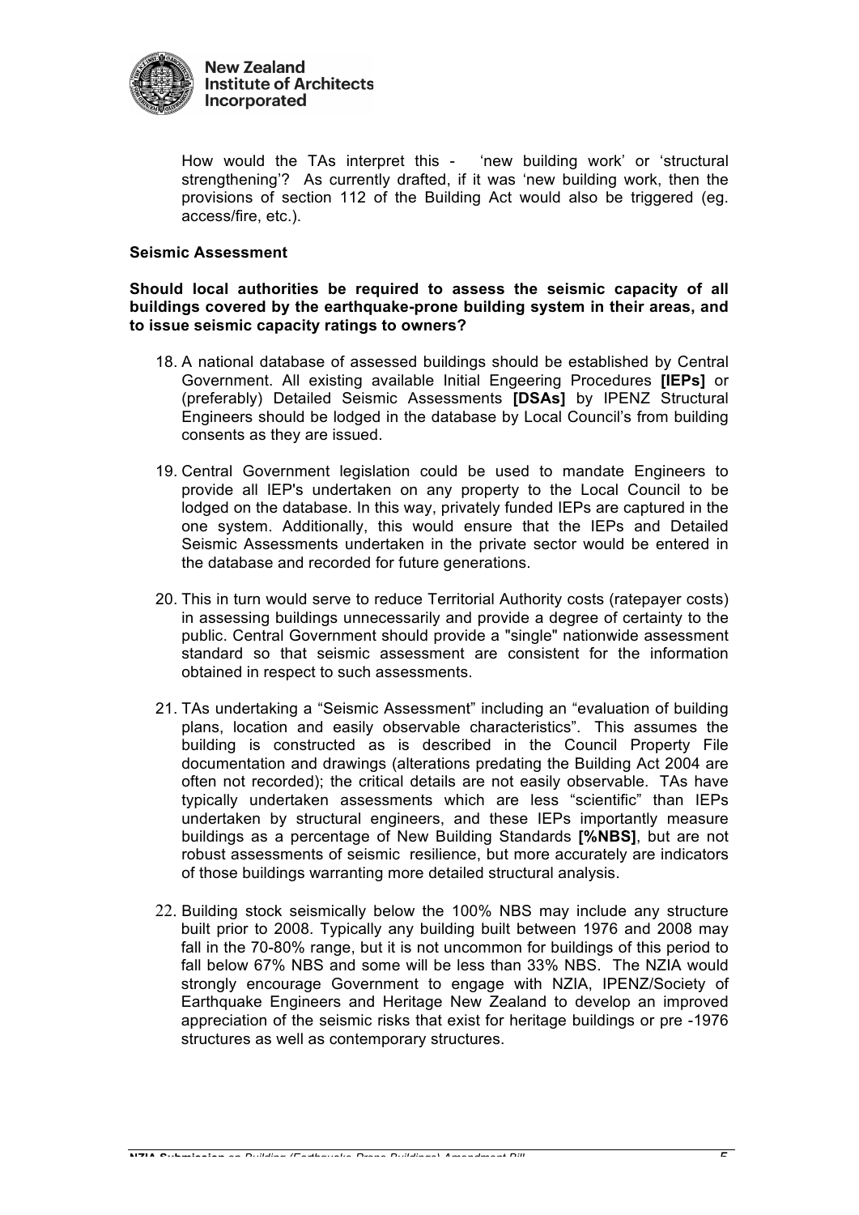How would the TAs interpret this - 'new building work' or 'structural strengthening'? As currently drafted, if it was 'new building work, then the provisions of section 112 of the Building Act would also be triggered (eg. access/fire, etc.).

**Seismic Assessment**

**Should local authorities be required to assess the seismic capacity of all buildings covered by the earthquake-prone building system in their areas, and to issue seismic capacity ratings to owners?**

18. A national database of assessed buildings should be established by Central Government. All existing available Initial Engeering Procedures **[IEPs]** or (preferably) Detailed Seismic Assessments **[DSAs]** by IPENZ Structural Engineers should be lodged in the database by Local Council's from building consents as they are issued.

19. Central Government legislation could be used to mandate Engineers to provide all IEP's undertaken on any property to the Local Council to be lodged on the database. In this way, privately funded IEPs are captured in the one system. Additionally, this would ensure that the IEPs and Detailed Seismic Assessments undertaken in the private sector would be entered in the database and recorded for future generations.

20. This in turn would serve to reduce Territorial Authority costs (ratepayer costs) in assessing buildings unnecessarily and provide a degree of certainty to the public. Central Government should provide a "single" nationwide assessment standard so that seismic assessment are consistent for the information obtained in respect to such assessments.

21. TAs undertaking a "Seismic Assessment" including an "evaluation of building plans, location and easily observable characteristics". This assumes the building is constructed as is described in the Council Property File documentation and drawings (alterations predating the Building Act 2004 are often not recorded); the critical details are not easily observable. TAs have typically undertaken assessments which are less "scientific" than IEPs undertaken by structural engineers, and these IEPs importantly measure buildings as a percentage of New Building Standards **[%NBS]**, but are not robust assessments of seismic resilience, but more accurately are indicators of those buildings warranting more detailed structural analysis.

22. Building stock seismically below the 100% NBS may include any structure built prior to 2008. Typically any building built between 1976 and 2008 may fall in the 70-80% range, but it is not uncommon for buildings of this period to fall below 67% NBS and some will be less than 33% NBS. The NZIA would strongly encourage Government to engage with NZIA, IPENZ/Society of Earthquake Engineers and Heritage New Zealand to develop an improved appreciation of the seismic risks that exist for heritage buildings or pre -1976 structures as well as contemporary structures.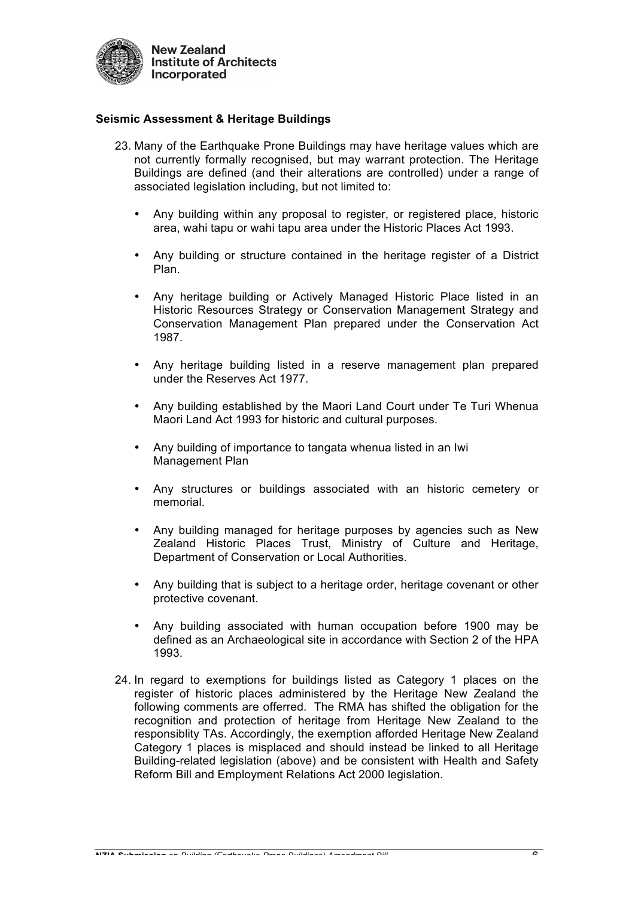**Seismic Assessment & Heritage Buildings**

23. Many of the Earthquake Prone Buildings may have heritage values which are not currently formally recognised, but may warrant protection. The Heritage Buildings are defined (and their alterations are controlled) under a range of associated legislation including, but not limited to:

    - Any building within any proposal to register, or registered place, historic area, wahi tapu or wahi tapu area under the Historic Places Act 1993.
    - Any building or structure contained in the heritage register of a District Plan.
    - Any heritage building or Actively Managed Historic Place listed in an Historic Resources Strategy or Conservation Management Strategy and Conservation Management Plan prepared under the Conservation Act 1987.
    - Any heritage building listed in a reserve management plan prepared under the Reserves Act 1977.
    - Any building established by the Maori Land Court under Te Turi Whenua Maori Land Act 1993 for historic and cultural purposes.
    - Any building of importance to tangata whenua listed in an Iwi Management Plan
    - Any structures or buildings associated with an historic cemetery or memorial.
    - Any building managed for heritage purposes by agencies such as New Zealand Historic Places Trust, Ministry of Culture and Heritage, Department of Conservation or Local Authorities.
    - Any building that is subject to a heritage order, heritage covenant or other protective covenant.
    - Any building associated with human occupation before 1900 may be defined as an Archaeological site in accordance with Section 2 of the HPA 1993.

24. In regard to exemptions for buildings listed as Category 1 places on the register of historic places administered by the Heritage New Zealand the following comments are offerred. The RMA has shifted the obligation for the recognition and protection of heritage from Heritage New Zealand to the responsiblity TAs. Accordingly, the exemption afforded Heritage New Zealand Category 1 places is misplaced and should instead be linked to all Heritage Building-related legislation (above) and be consistent with Health and Safety Reform Bill and Employment Relations Act 2000 legislation.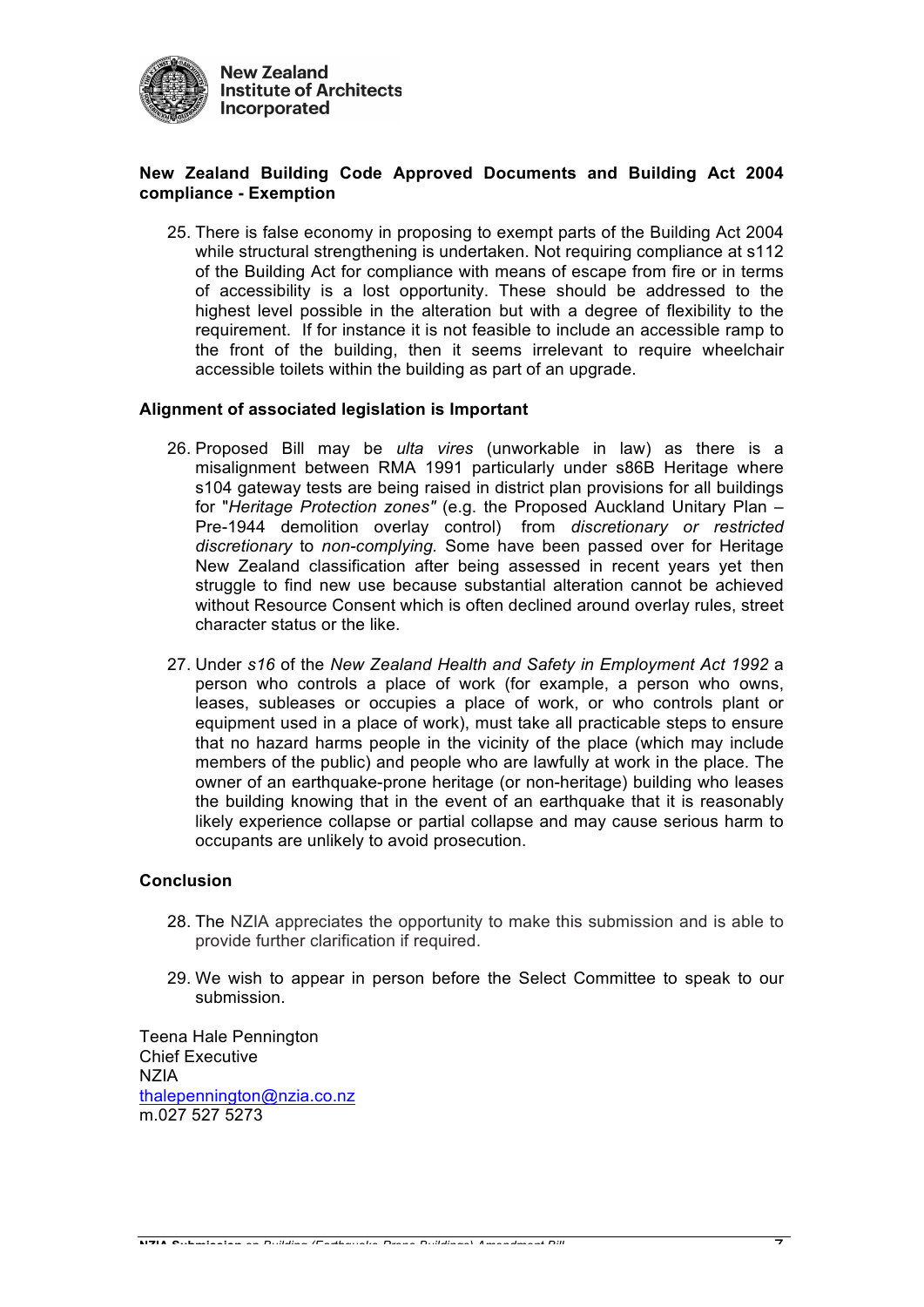## New Zealand Building Code Approved Documents and Building Act 2004 compliance - Exemption

25. There is false economy in proposing to exempt parts of the Building Act 2004 while structural strengthening is undertaken. Not requiring compliance at s112 of the Building Act for compliance with means of escape from fire or in terms of accessibility is a lost opportunity. These should be addressed to the highest level possible in the alteration but with a degree of flexibility to the requirement. If for instance it is not feasible to include an accessible ramp to the front of the building, then it seems irrelevant to require wheelchair accessible toilets within the building as part of an upgrade.

## Alignment of associated legislation is Important

26. Proposed Bill may be *ulta vires* (unworkable in law) as there is a misalignment between RMA 1991 particularly under s86B Heritage where s104 gateway tests are being raised in district plan provisions for all buildings for "*Heritage Protection zones"* (e.g. the Proposed Auckland Unitary Plan – Pre-1944 demolition overlay control) from *discretionary or restricted discretionary* to *non-complying.* Some have been passed over for Heritage New Zealand classification after being assessed in recent years yet then struggle to find new use because substantial alteration cannot be achieved without Resource Consent which is often declined around overlay rules, street character status or the like.

27. Under *s16* of the *New Zealand Health and Safety in Employment Act 1992* a person who controls a place of work (for example, a person who owns, leases, subleases or occupies a place of work, or who controls plant or equipment used in a place of work), must take all practicable steps to ensure that no hazard harms people in the vicinity of the place (which may include members of the public) and people who are lawfully at work in the place. The owner of an earthquake-prone heritage (or non-heritage) building who leases the building knowing that in the event of an earthquake that it is reasonably likely experience collapse or partial collapse and may cause serious harm to occupants are unlikely to avoid prosecution.

## Conclusion

28. The NZIA appreciates the opportunity to make this submission and is able to provide further clarification if required.

29. We wish to appear in person before the Select Committee to speak to our submission.

Teena Hale Pennington
Chief Executive
NZIA
thalepennington@nzia.co.nz
m.027 527 5273